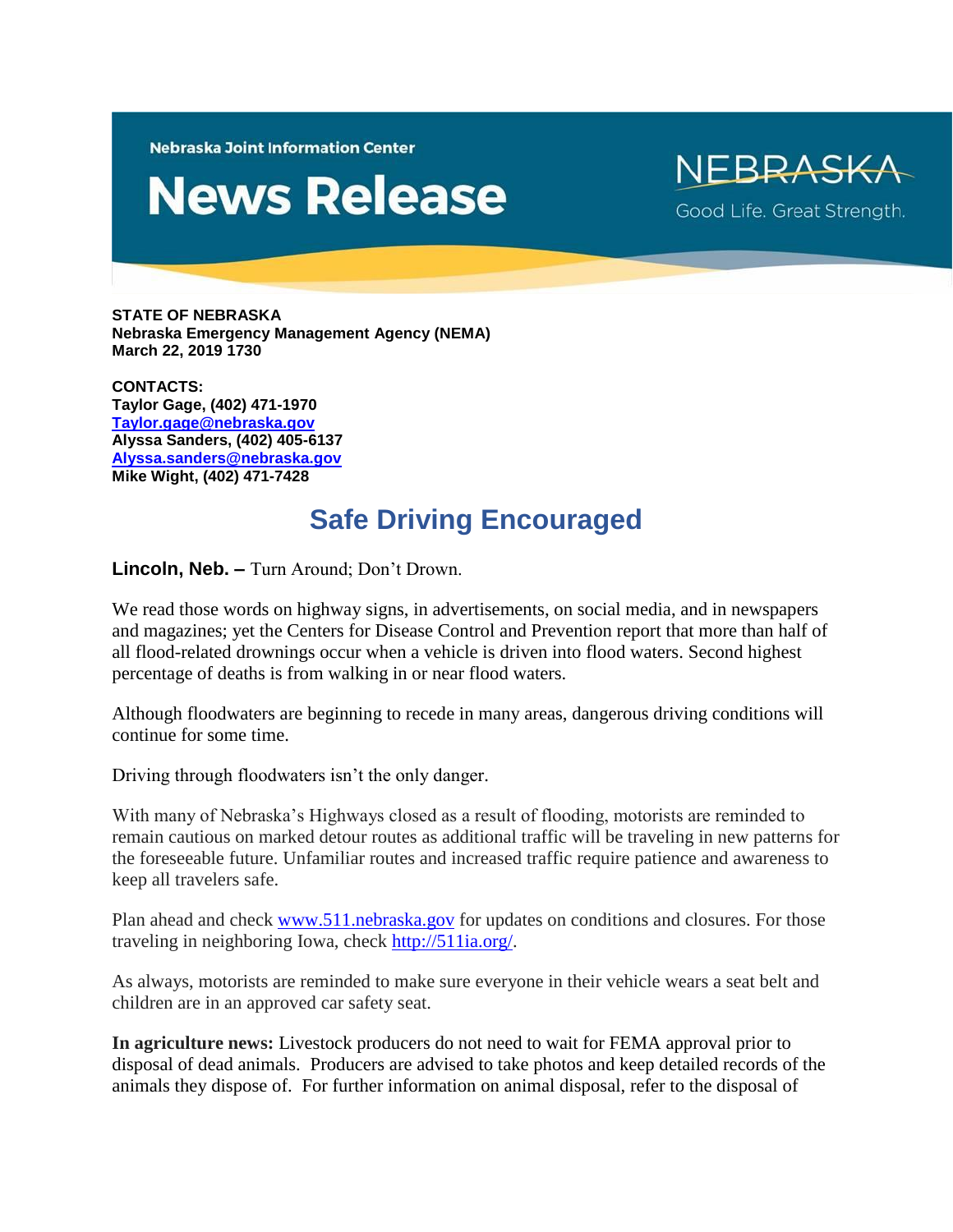Nebraska Joint Information Center

# News Release

NEBRASKA

Good Life. Great Strength.

**STATE OF NEBRASKA**
**Nebraska Emergency Management Agency (NEMA)**
**March 22, 2019 1730**

**CONTACTS:**
**Taylor Gage, (402) 471-1970**
**Taylor.gage@nebraska.gov**
**Alyssa Sanders, (402) 405-6137**
**Alyssa.sanders@nebraska.gov**
**Mike Wight, (402) 471-7428**

## Safe Driving Encouraged

**Lincoln, Neb. –** Turn Around; Don't Drown.

We read those words on highway signs, in advertisements, on social media, and in newspapers and magazines; yet the Centers for Disease Control and Prevention report that more than half of all flood-related drownings occur when a vehicle is driven into flood waters. Second highest percentage of deaths is from walking in or near flood waters.

Although floodwaters are beginning to recede in many areas, dangerous driving conditions will continue for some time.

Driving through floodwaters isn't the only danger.

With many of Nebraska's Highways closed as a result of flooding, motorists are reminded to remain cautious on marked detour routes as additional traffic will be traveling in new patterns for the foreseeable future. Unfamiliar routes and increased traffic require patience and awareness to keep all travelers safe.

Plan ahead and check www.511.nebraska.gov for updates on conditions and closures. For those traveling in neighboring Iowa, check http://511ia.org/.

As always, motorists are reminded to make sure everyone in their vehicle wears a seat belt and children are in an approved car safety seat.

**In agriculture news:** Livestock producers do not need to wait for FEMA approval prior to disposal of dead animals. Producers are advised to take photos and keep detailed records of the animals they dispose of. For further information on animal disposal, refer to the disposal of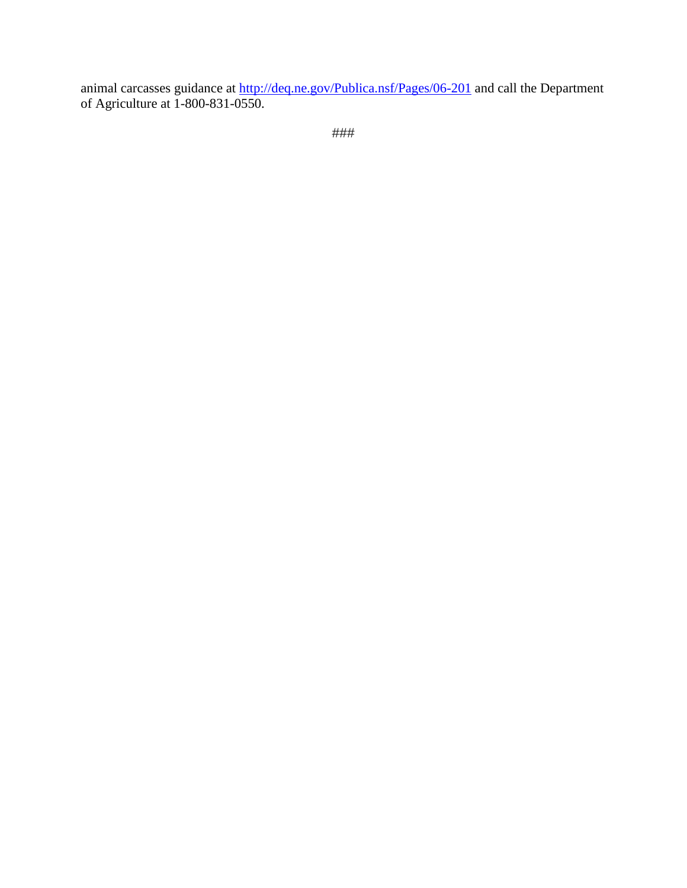animal carcasses guidance at [http://deq.ne.gov/Publica.nsf/Pages/06-201](http://deq.ne.gov/Publica.nsf/Pages/06-201) and call the Department of Agriculture at 1-800-831-0550.

###